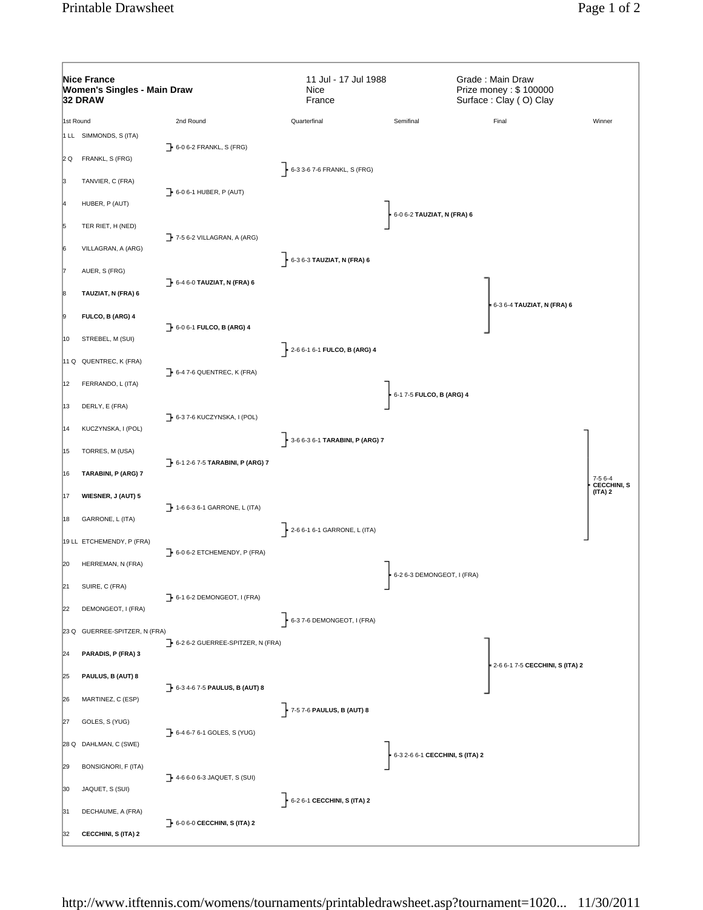**Nice France**
**Women's Singles - Main Draw**
**32 DRAW**

11 Jul - 17 Jul 1988
Nice
France

Grade : Main Draw
Prize money : $ 100000
Surface : Clay ( O) Clay

| 1st Round | 2nd Round | Quarterfinal | Semifinal | Final | Winner |
|---|---|---|---|---|---|
| 1 LL SIMMONDS, S (ITA) | 6-0 6-2 FRANKL, S (FRG) | 6-3 3-6 7-6 FRANKL, S (FRG) | 6-0 6-2 **TAUZIAT, N (FRA) 6** | 6-3 6-4 **TAUZIAT, N (FRA) 6** | 7-5 6-4 **CECCHINI, S (ITA) 2** |
| 2 Q FRANKL, S (FRG) | | | | | |
| 3 TANVIER, C (FRA) | 6-0 6-1 HUBER, P (AUT) | | | | |
| 4 HUBER, P (AUT) | | | | | |
| 5 TER RIET, H (NED) | 7-5 6-2 VILLAGRAN, A (ARG) | 6-3 6-3 **TAUZIAT, N (FRA) 6** | | | |
| 6 VILLAGRAN, A (ARG) | | | | | |
| 7 AUER, S (FRG) | 6-4 6-0 **TAUZIAT, N (FRA) 6** | | | | |
| 8 **TAUZIAT, N (FRA) 6** | | | | | |
| 9 **FULCO, B (ARG) 4** | 6-0 6-1 **FULCO, B (ARG) 4** | 2-6 6-1 6-1 **FULCO, B (ARG) 4** | 6-1 7-5 **FULCO, B (ARG) 4** | | |
| 10 STREBEL, M (SUI) | | | | | |
| 11 Q QUENTREC, K (FRA) | 6-4 7-6 QUENTREC, K (FRA) | | | | |
| 12 FERRANDO, L (ITA) | | | | | |
| 13 DERLY, E (FRA) | 6-3 7-6 KUCZYNSKA, I (POL) | 3-6 6-3 6-1 **TARABINI, P (ARG) 7** | | | |
| 14 KUCZYNSKA, I (POL) | | | | | |
| 15 TORRES, M (USA) | 6-1 2-6 7-5 **TARABINI, P (ARG) 7** | | | | |
| 16 **TARABINI, P (ARG) 7** | | | | | |
| 17 **WIESNER, J (AUT) 5** | 1-6 6-3 6-1 GARRONE, L (ITA) | 2-6 6-1 6-1 GARRONE, L (ITA) | 6-2 6-3 DEMONGEOT, I (FRA) | 2-6 6-1 7-5 **CECCHINI, S (ITA) 2** | |
| 18 GARRONE, L (ITA) | | | | | |
| 19 LL ETCHEMENDY, P (FRA) | 6-0 6-2 ETCHEMENDY, P (FRA) | | | | |
| 20 HERREMAN, N (FRA) | | | | | |
| 21 SUIRE, C (FRA) | 6-1 6-2 DEMONGEOT, I (FRA) | 6-3 7-6 DEMONGEOT, I (FRA) | | | |
| 22 DEMONGEOT, I (FRA) | | | | | |
| 23 Q GUERREE-SPITZER, N (FRA) | 6-2 6-2 GUERREE-SPITZER, N (FRA) | | | | |
| 24 **PARADIS, P (FRA) 3** | | | | | |
| 25 **PAULUS, B (AUT) 8** | 6-3 4-6 7-5 **PAULUS, B (AUT) 8** | 7-5 7-6 **PAULUS, B (AUT) 8** | 6-3 2-6 6-1 **CECCHINI, S (ITA) 2** | | |
| 26 MARTINEZ, C (ESP) | | | | | |
| 27 GOLES, S (YUG) | 6-4 6-7 6-1 GOLES, S (YUG) | | | | |
| 28 Q DAHLMAN, C (SWE) | | | | | |
| 29 BONSIGNORI, F (ITA) | 4-6 6-0 6-3 JAQUET, S (SUI) | 6-2 6-1 **CECCHINI, S (ITA) 2** | | | |
| 30 JAQUET, S (SUI) | | | | | |
| 31 DECHAUME, A (FRA) | 6-0 6-0 **CECCHINI, S (ITA) 2** | | | | |
| 32 **CECCHINI, S (ITA) 2** | | | | | |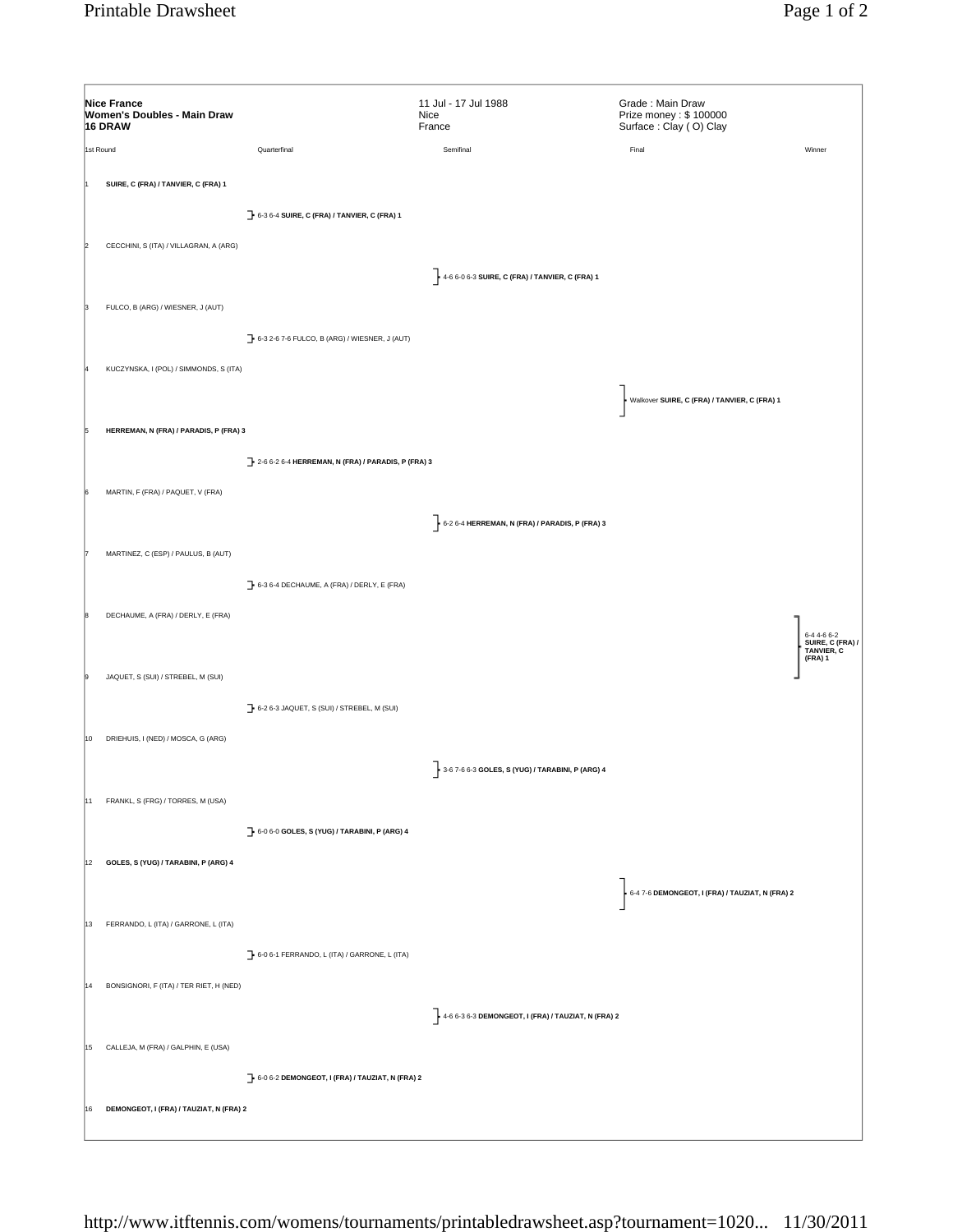**Nice France**
**Women's Doubles - Main Draw**
**16 DRAW**

11 Jul - 17 Jul 1988
Nice
France

Grade : Main Draw
Prize money : $ 100000
Surface : Clay ( O) Clay

| 1st Round | Quarterfinal | Semifinal | Final | Winner |
|---|---|---|---|---|
| 1 **SUIRE, C (FRA) / TANVIER, C (FRA) 1** | 6-3 6-4 **SUIRE, C (FRA) / TANVIER, C (FRA) 1** | 4-6 6-0 6-3 **SUIRE, C (FRA) / TANVIER, C (FRA) 1** | Walkover **SUIRE, C (FRA) / TANVIER, C (FRA) 1** | 6-4 4-6 6-2 **SUIRE, C (FRA) / TANVIER, C (FRA) 1** |
| 2 CECCHINI, S (ITA) / VILLAGRAN, A (ARG) | | | | |
| 3 FULCO, B (ARG) / WIESNER, J (AUT) | 6-3 2-6 7-6 FULCO, B (ARG) / WIESNER, J (AUT) | | | |
| 4 KUCZYNSKA, I (POL) / SIMMONDS, S (ITA) | | | | |
| 5 **HERREMAN, N (FRA) / PARADIS, P (FRA) 3** | 2-6 6-2 6-4 **HERREMAN, N (FRA) / PARADIS, P (FRA) 3** | 6-2 6-4 **HERREMAN, N (FRA) / PARADIS, P (FRA) 3** | | |
| 6 MARTIN, F (FRA) / PAQUET, V (FRA) | | | | |
| 7 MARTINEZ, C (ESP) / PAULUS, B (AUT) | 6-3 6-4 DECHAUME, A (FRA) / DERLY, E (FRA) | | | |
| 8 DECHAUME, A (FRA) / DERLY, E (FRA) | | | | |
| 9 JAQUET, S (SUI) / STREBEL, M (SUI) | 6-2 6-3 JAQUET, S (SUI) / STREBEL, M (SUI) | 3-6 7-6 6-3 **GOLES, S (YUG) / TARABINI, P (ARG) 4** | 6-4 7-6 **DEMONGEOT, I (FRA) / TAUZIAT, N (FRA) 2** | |
| 10 DRIEHUIS, I (NED) / MOSCA, G (ARG) | | | | |
| 11 FRANKL, S (FRG) / TORRES, M (USA) | 6-0 6-0 **GOLES, S (YUG) / TARABINI, P (ARG) 4** | | | |
| 12 **GOLES, S (YUG) / TARABINI, P (ARG) 4** | | | | |
| 13 FERRANDO, L (ITA) / GARRONE, L (ITA) | 6-0 6-1 FERRANDO, L (ITA) / GARRONE, L (ITA) | 4-6 6-3 6-3 **DEMONGEOT, I (FRA) / TAUZIAT, N (FRA) 2** | | |
| 14 BONSIGNORI, F (ITA) / TER RIET, H (NED) | | | | |
| 15 CALLEJA, M (FRA) / GALPHIN, E (USA) | 6-0 6-2 **DEMONGEOT, I (FRA) / TAUZIAT, N (FRA) 2** | | | |
| 16 **DEMONGEOT, I (FRA) / TAUZIAT, N (FRA) 2** | | | | |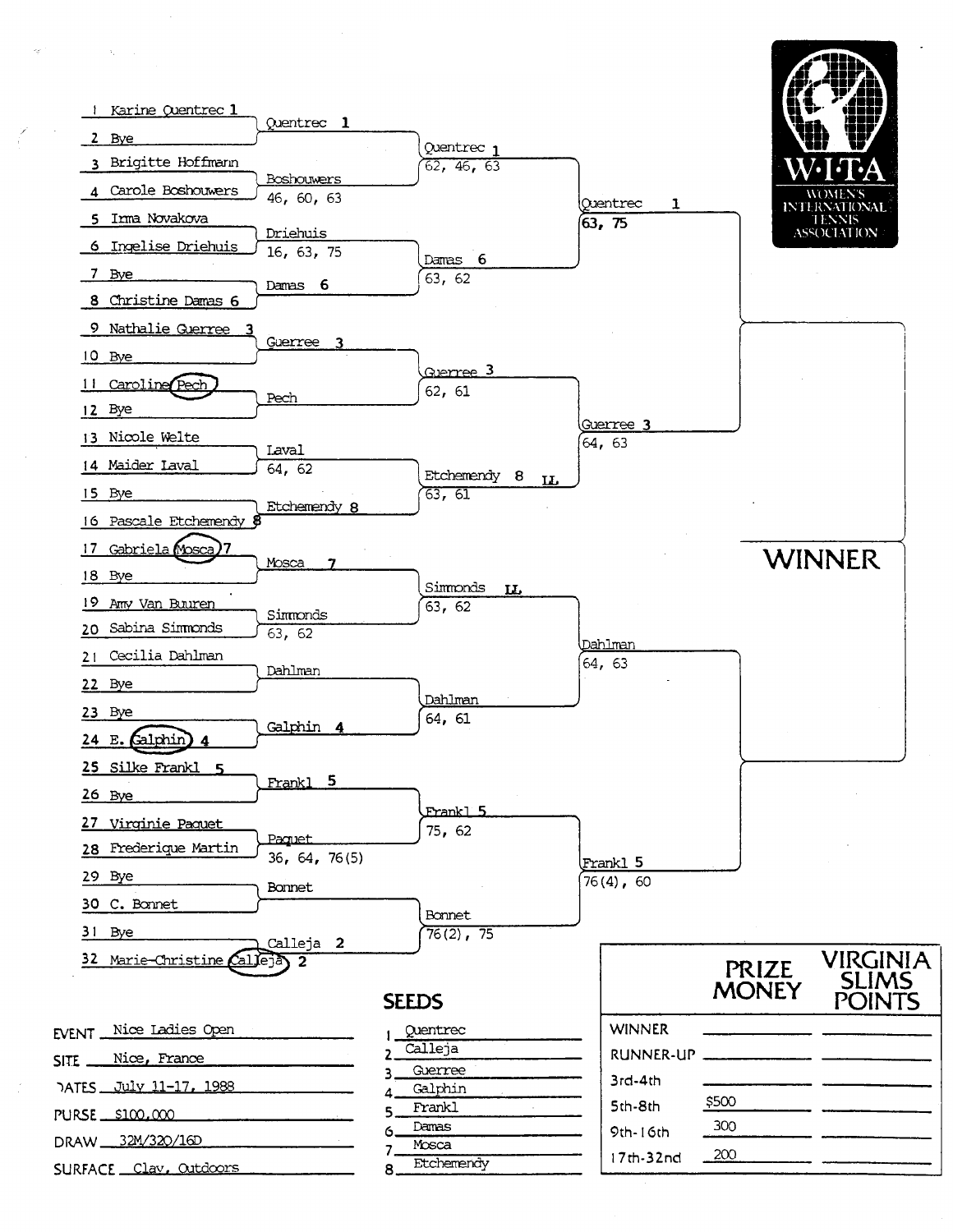WITA

WOMEN'S INTERNATIONAL TENNIS ASSOCIATION

**First Round**

1 Karine Quentrec 1
2 Bye
3 Brigitte Hoffmann
4 Carole Boshouwers
5 Irma Novakova
6 Ingelise Driehuis
7 Bye
8 Christine Damas 6
9 Nathalie Guerree 3
10 Bye
11 Caroline Pech
12 Bye
13 Nicole Welte
14 Maider Laval
15 Bye
16 Pascale Etchemendy 8
17 Gabriela Mosca 7
18 Bye
19 Amy Van Buuren
20 Sabina Simmonds
21 Cecilia Dahlman
22 Bye
23 Bye
24 E. Galphin 4
25 Silke Frankl 5
26 Bye
27 Virginie Paquet
28 Frederique Martin
29 Bye
30 C. Bonnet
31 Bye
32 Marie-Christine Calleja 2

**Second Round**

Quentrec 1
Boshouwers 46, 60, 63
Driehuis 16, 63, 75
Damas 6
Guerree 3
Pech
Laval 64, 62
Etchemendy 8
Mosca 7
Simmonds 63, 62
Dahlman
Galphin 4
Frankl 5
Paquet 36, 64, 76(5)
Bonnet
Calleja 2

**Quarterfinals**

Quentrec 1 62, 46, 63
Damas 6 63, 62
Guerree 3 62, 61
Etchemendy 8 LL 63, 61
Simmonds LL 63, 62
Dahlman 64, 61
Frankl 5 75, 62
Bonnet 76(2), 75

**Semifinals**

Quentrec 1 63, 75
Guerree 3 64, 63
Dahlman 64, 63
Frankl 5 76(4), 60

**Final**

WINNER

EVENT Nice Ladies Open
SITE Nice, France
DATES July 11-17, 1988
PURSE $100,000
DRAW 32M/32Q/16D
SURFACE Clay, Outdoors

**SEEDS**

1. Quentrec
2. Calleja
3. Guerree
4. Galphin
5. Frankl
6. Damas
7. Mosca
8. Etchemendy

| | PRIZE MONEY | VIRGINIA SLIMS POINTS |
|---|---|---|
| WINNER | | |
| RUNNER-UP | | |
| 3rd-4th | | |
| 5th-8th | $500 | |
| 9th-16th | 300 | |
| 17th-32nd | 200 | |